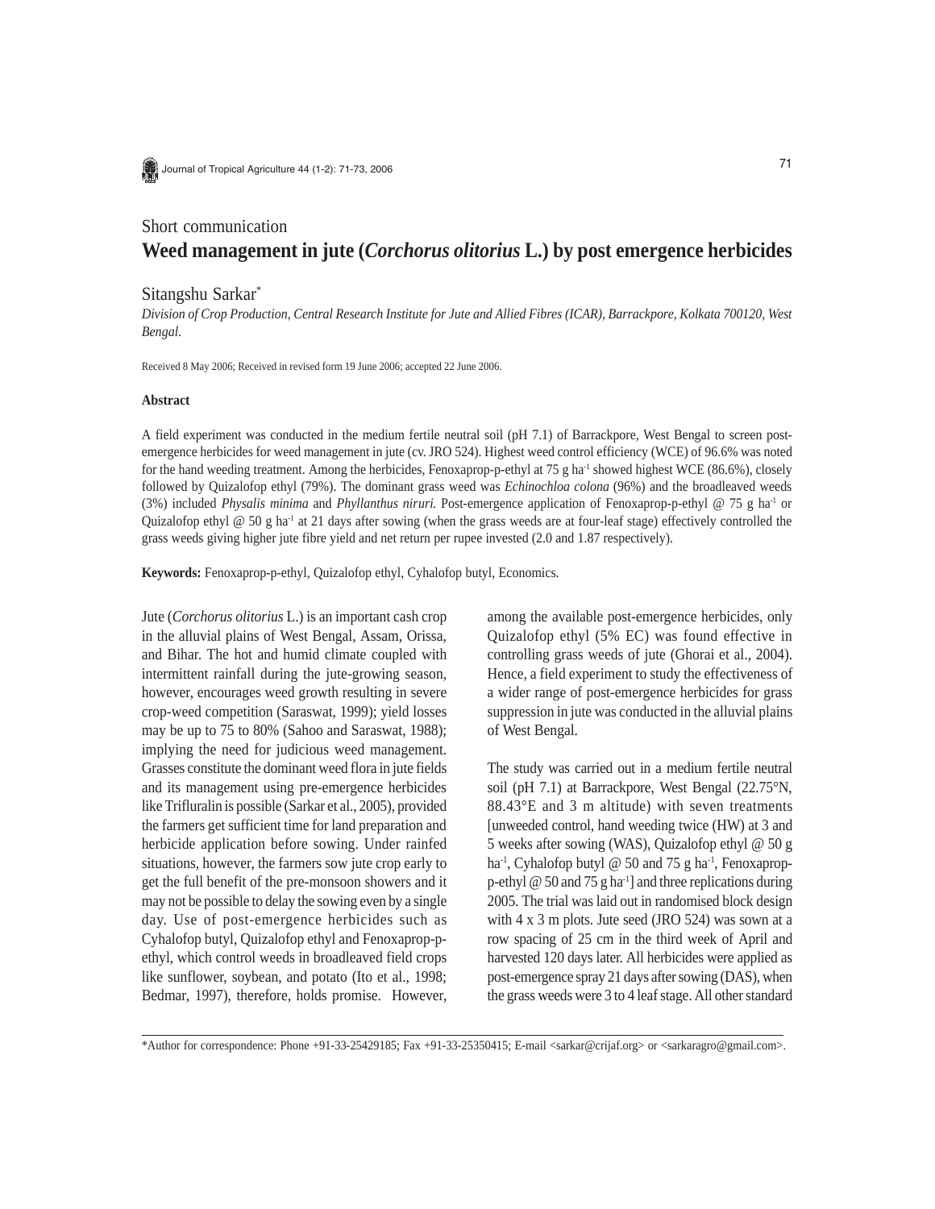Short communication

# Weed management in jute (*Corchorus olitorius* L.) by post emergence herbicides

Sitangshu Sarkar*

*Division of Crop Production, Central Research Institute for Jute and Allied Fibres (ICAR), Barrackpore, Kolkata 700120, West Bengal.*

Received 8 May 2006; Received in revised form 19 June 2006; accepted 22 June 2006.

## Abstract

A field experiment was conducted in the medium fertile neutral soil (pH 7.1) of Barrackpore, West Bengal to screen post-emergence herbicides for weed management in jute (cv. JRO 524). Highest weed control efficiency (WCE) of 96.6% was noted for the hand weeding treatment. Among the herbicides, Fenoxaprop-p-ethyl at 75 g ha$^{-1}$ showed highest WCE (86.6%), closely followed by Quizalofop ethyl (79%). The dominant grass weed was *Echinochloa colona* (96%) and the broadleaved weeds (3%) included *Physalis minima* and *Phyllanthus niruri.* Post-emergence application of Fenoxaprop-p-ethyl @ 75 g ha$^{-1}$ or Quizalofop ethyl @ 50 g ha$^{-1}$ at 21 days after sowing (when the grass weeds are at four-leaf stage) effectively controlled the grass weeds giving higher jute fibre yield and net return per rupee invested (2.0 and 1.87 respectively).

**Keywords:** Fenoxaprop-p-ethyl, Quizalofop ethyl, Cyhalofop butyl, Economics.

Jute (*Corchorus olitorius* L.) is an important cash crop in the alluvial plains of West Bengal, Assam, Orissa, and Bihar. The hot and humid climate coupled with intermittent rainfall during the jute-growing season, however, encourages weed growth resulting in severe crop-weed competition (Saraswat, 1999); yield losses may be up to 75 to 80% (Sahoo and Saraswat, 1988); implying the need for judicious weed management. Grasses constitute the dominant weed flora in jute fields and its management using pre-emergence herbicides like Trifluralin is possible (Sarkar et al., 2005), provided the farmers get sufficient time for land preparation and herbicide application before sowing. Under rainfed situations, however, the farmers sow jute crop early to get the full benefit of the pre-monsoon showers and it may not be possible to delay the sowing even by a single day. Use of post-emergence herbicides such as Cyhalofop butyl, Quizalofop ethyl and Fenoxaprop-p-ethyl, which control weeds in broadleaved field crops like sunflower, soybean, and potato (Ito et al., 1998; Bedmar, 1997), therefore, holds promise. However, among the available post-emergence herbicides, only Quizalofop ethyl (5% EC) was found effective in controlling grass weeds of jute (Ghorai et al., 2004). Hence, a field experiment to study the effectiveness of a wider range of post-emergence herbicides for grass suppression in jute was conducted in the alluvial plains of West Bengal.

The study was carried out in a medium fertile neutral soil (pH 7.1) at Barrackpore, West Bengal (22.75°N, 88.43°E and 3 m altitude) with seven treatments [unweeded control, hand weeding twice (HW) at 3 and 5 weeks after sowing (WAS), Quizalofop ethyl @ 50 g ha$^{-1}$, Cyhalofop butyl @ 50 and 75 g ha$^{-1}$, Fenoxaprop-p-ethyl @ 50 and 75 g ha$^{-1}$] and three replications during 2005. The trial was laid out in randomised block design with 4 x 3 m plots. Jute seed (JRO 524) was sown at a row spacing of 25 cm in the third week of April and harvested 120 days later. All herbicides were applied as post-emergence spray 21 days after sowing (DAS), when the grass weeds were 3 to 4 leaf stage. All other standard

*Author for correspondence: Phone +91-33-25429185; Fax +91-33-25350415; E-mail <sarkar@crijaf.org> or <sarkaragro@gmail.com>.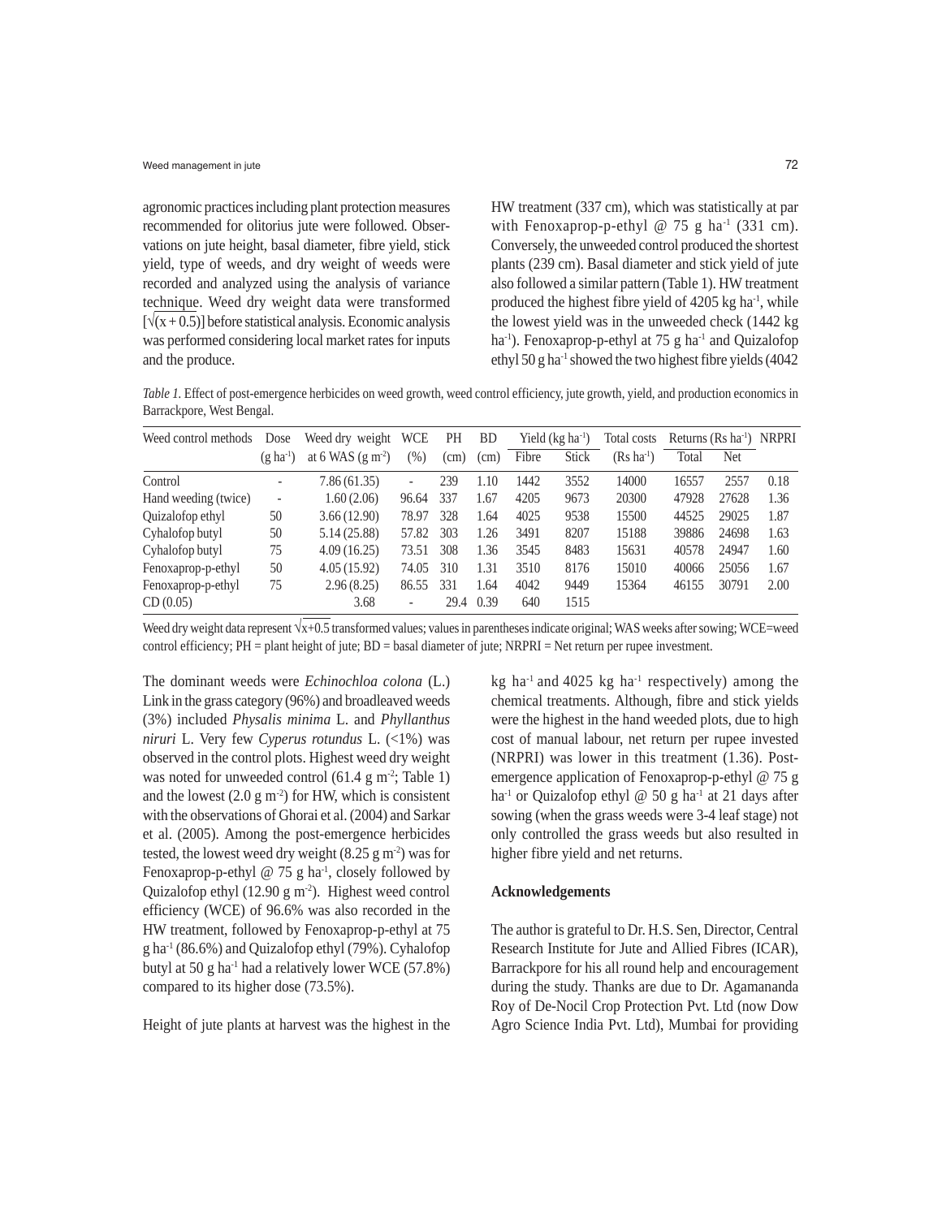agronomic practices including plant protection measures recommended for olitorius jute were followed. Observations on jute height, basal diameter, fibre yield, stick yield, type of weeds, and dry weight of weeds were recorded and analyzed using the analysis of variance technique. Weed dry weight data were transformed [$\sqrt{(x+0.5)}$] before statistical analysis. Economic analysis was performed considering local market rates for inputs and the produce.

*Table 1.* Effect of post-emergence herbicides on weed growth, weed control efficiency, jute growth, yield, and production economics in Barrackpore, West Bengal.

| Weed control methods | Dose ($g\ ha^{-1}$) | Weed dry weight at 6 WAS ($g\ m^{-2}$) | WCE (%) | PH (cm) | BD (cm) | Yield ($kg\ ha^{-1}$) | | Total costs ($Rs\ ha^{-1}$) | Returns ($Rs\ ha^{-1}$) | | NRPRI |
|---|---|---|---|---|---|---|---|---|---|---|---|
| | | | | | | Fibre | Stick | | Total | Net | |
| Control | - | 7.86 (61.35) | - | 239 | 1.10 | 1442 | 3552 | 14000 | 16557 | 2557 | 0.18 |
| Hand weeding (twice) | - | 1.60 (2.06) | 96.64 | 337 | 1.67 | 4205 | 9673 | 20300 | 47928 | 27628 | 1.36 |
| Quizalofop ethyl | 50 | 3.66 (12.90) | 78.97 | 328 | 1.64 | 4025 | 9538 | 15500 | 44525 | 29025 | 1.87 |
| Cyhalofop butyl | 50 | 5.14 (25.88) | 57.82 | 303 | 1.26 | 3491 | 8207 | 15188 | 39886 | 24698 | 1.63 |
| Cyhalofop butyl | 75 | 4.09 (16.25) | 73.51 | 308 | 1.36 | 3545 | 8483 | 15631 | 40578 | 24947 | 1.60 |
| Fenoxaprop-p-ethyl | 50 | 4.05 (15.92) | 74.05 | 310 | 1.31 | 3510 | 8176 | 15010 | 40066 | 25056 | 1.67 |
| Fenoxaprop-p-ethyl | 75 | 2.96 (8.25) | 86.55 | 331 | 1.64 | 4042 | 9449 | 15364 | 46155 | 30791 | 2.00 |
| CD (0.05) | | 3.68 | - | 29.4 | 0.39 | 640 | 1515 | | | | |

Weed dry weight data represent $\sqrt{x+0.5}$ transformed values; values in parentheses indicate original; WAS weeks after sowing; WCE=weed control efficiency; PH = plant height of jute; BD = basal diameter of jute; NRPRI = Net return per rupee investment.

The dominant weeds were *Echinochloa colona* (L.) Link in the grass category (96%) and broadleaved weeds (3%) included *Physalis minima* L. and *Phyllanthus niruri* L. Very few *Cyperus rotundus* L. (<1%) was observed in the control plots. Highest weed dry weight was noted for unweeded control (61.4 g $m^{-2}$; Table 1) and the lowest (2.0 g $m^{-2}$) for HW, which is consistent with the observations of Ghorai et al. (2004) and Sarkar et al. (2005). Among the post-emergence herbicides tested, the lowest weed dry weight (8.25 g $m^{-2}$) was for Fenoxaprop-p-ethyl @ 75 g $ha^{-1}$, closely followed by Quizalofop ethyl (12.90 g $m^{-2}$). Highest weed control efficiency (WCE) of 96.6% was also recorded in the HW treatment, followed by Fenoxaprop-p-ethyl at 75 g $ha^{-1}$ (86.6%) and Quizalofop ethyl (79%). Cyhalofop butyl at 50 g $ha^{-1}$ had a relatively lower WCE (57.8%) compared to its higher dose (73.5%).

Height of jute plants at harvest was the highest in the HW treatment (337 cm), which was statistically at par with Fenoxaprop-p-ethyl @ 75 g $ha^{-1}$ (331 cm). Conversely, the unweeded control produced the shortest plants (239 cm). Basal diameter and stick yield of jute also followed a similar pattern (Table 1). HW treatment produced the highest fibre yield of 4205 kg $ha^{-1}$, while the lowest yield was in the unweeded check (1442 kg $ha^{-1}$). Fenoxaprop-p-ethyl at 75 g $ha^{-1}$ and Quizalofop ethyl 50 g $ha^{-1}$ showed the two highest fibre yields (4042 kg $ha^{-1}$ and 4025 kg $ha^{-1}$ respectively) among the chemical treatments. Although, fibre and stick yields were the highest in the hand weeded plots, due to high cost of manual labour, net return per rupee invested (NRPRI) was lower in this treatment (1.36). Post-emergence application of Fenoxaprop-p-ethyl @ 75 g $ha^{-1}$ or Quizalofop ethyl @ 50 g $ha^{-1}$ at 21 days after sowing (when the grass weeds were 3-4 leaf stage) not only controlled the grass weeds but also resulted in higher fibre yield and net returns.

## Acknowledgements

The author is grateful to Dr. H.S. Sen, Director, Central Research Institute for Jute and Allied Fibres (ICAR), Barrackpore for his all round help and encouragement during the study. Thanks are due to Dr. Agamananda Roy of De-Nocil Crop Protection Pvt. Ltd (now Dow Agro Science India Pvt. Ltd), Mumbai for providing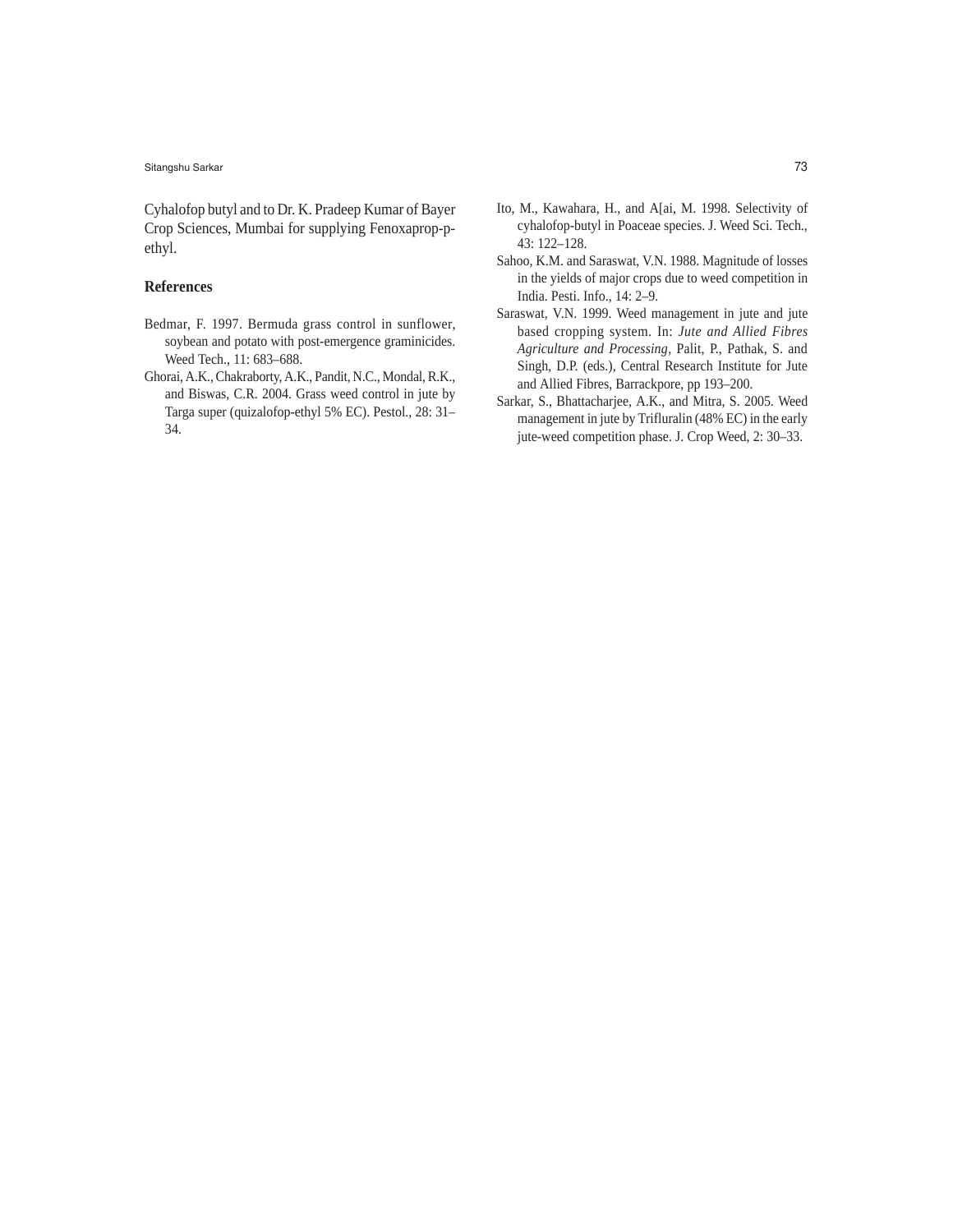Cyhalofop butyl and to Dr. K. Pradeep Kumar of Bayer Crop Sciences, Mumbai for supplying Fenoxaprop-p-ethyl.

## References

Bedmar, F. 1997. Bermuda grass control in sunflower, soybean and potato with post-emergence graminicides. Weed Tech., 11: 683–688.

Ghorai, A.K., Chakraborty, A.K., Pandit, N.C., Mondal, R.K., and Biswas, C.R. 2004. Grass weed control in jute by Targa super (quizalofop-ethyl 5% EC). Pestol., 28: 31–34.

Ito, M., Kawahara, H., and A[ai, M. 1998. Selectivity of cyhalofop-butyl in Poaceae species. J. Weed Sci. Tech., 43: 122–128.

Sahoo, K.M. and Saraswat, V.N. 1988. Magnitude of losses in the yields of major crops due to weed competition in India. Pesti. Info., 14: 2–9.

Saraswat, V.N. 1999. Weed management in jute and jute based cropping system. In: *Jute and Allied Fibres Agriculture and Processing*, Palit, P., Pathak, S. and Singh, D.P. (eds.), Central Research Institute for Jute and Allied Fibres, Barrackpore, pp 193–200.

Sarkar, S., Bhattacharjee, A.K., and Mitra, S. 2005. Weed management in jute by Trifluralin (48% EC) in the early jute-weed competition phase. J. Crop Weed, 2: 30–33.